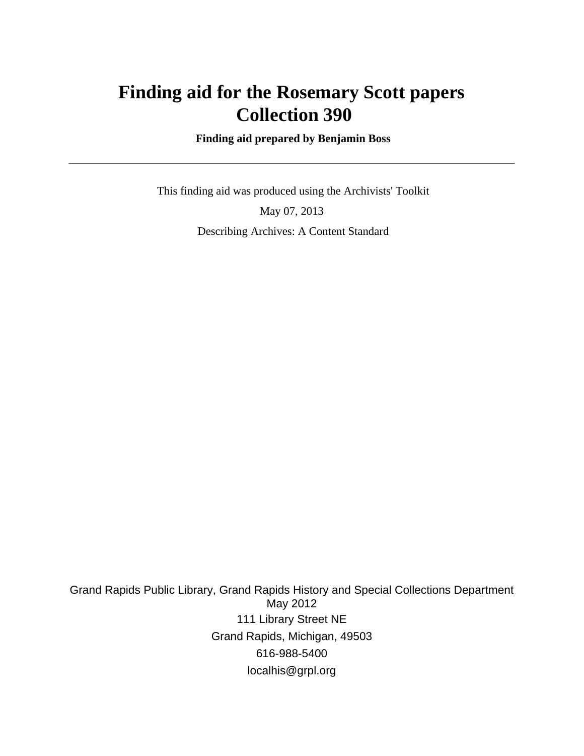# Finding aid for the Rosemary Scott papers
# Collection 390

**Finding aid prepared by Benjamin Boss**

---

This finding aid was produced using the Archivists' Toolkit

May 07, 2013

Describing Archives: A Content Standard

Grand Rapids Public Library, Grand Rapids History and Special Collections Department
May 2012
111 Library Street NE
Grand Rapids, Michigan, 49503
616-988-5400
localhis@grpl.org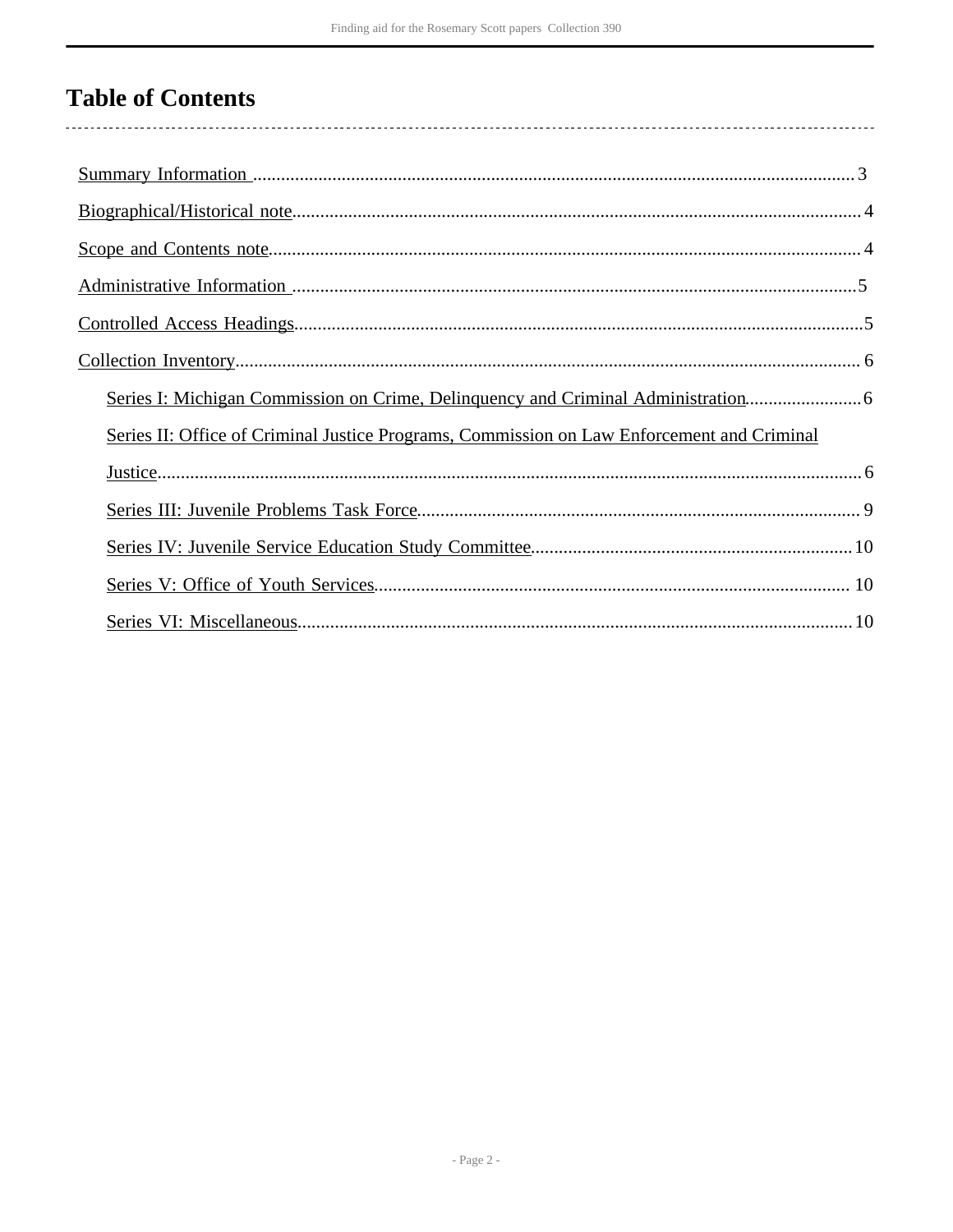# Table of Contents

- Summary Information .......... 3
- Biographical/Historical note .......... 4
- Scope and Contents note .......... 4
- Administrative Information .......... 5
- Controlled Access Headings .......... 5
- Collection Inventory .......... 6
  - Series I: Michigan Commission on Crime, Delinquency and Criminal Administration .......... 6
  - Series II: Office of Criminal Justice Programs, Commission on Law Enforcement and Criminal Justice .......... 6
  - Series III: Juvenile Problems Task Force .......... 9
  - Series IV: Juvenile Service Education Study Committee .......... 10
  - Series V: Office of Youth Services .......... 10
  - Series VI: Miscellaneous .......... 10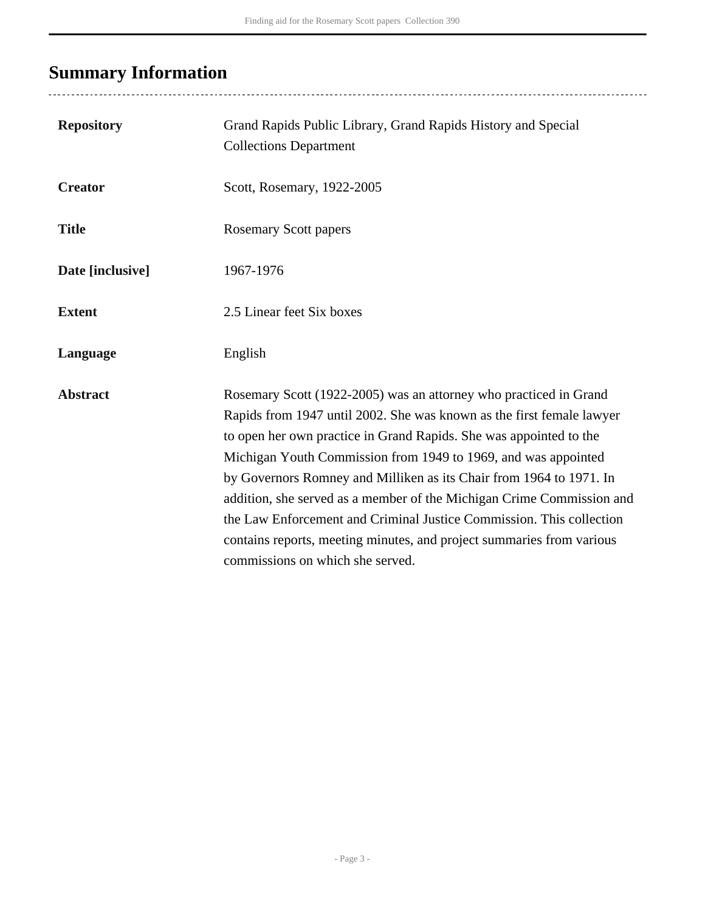## Summary Information

| | |
|---|---|
| **Repository** | Grand Rapids Public Library, Grand Rapids History and Special Collections Department |
| **Creator** | Scott, Rosemary, 1922-2005 |
| **Title** | Rosemary Scott papers |
| **Date [inclusive]** | 1967-1976 |
| **Extent** | 2.5 Linear feet Six boxes |
| **Language** | English |
| **Abstract** | Rosemary Scott (1922-2005) was an attorney who practiced in Grand Rapids from 1947 until 2002. She was known as the first female lawyer to open her own practice in Grand Rapids. She was appointed to the Michigan Youth Commission from 1949 to 1969, and was appointed by Governors Romney and Milliken as its Chair from 1964 to 1971. In addition, she served as a member of the Michigan Crime Commission and the Law Enforcement and Criminal Justice Commission. This collection contains reports, meeting minutes, and project summaries from various commissions on which she served. |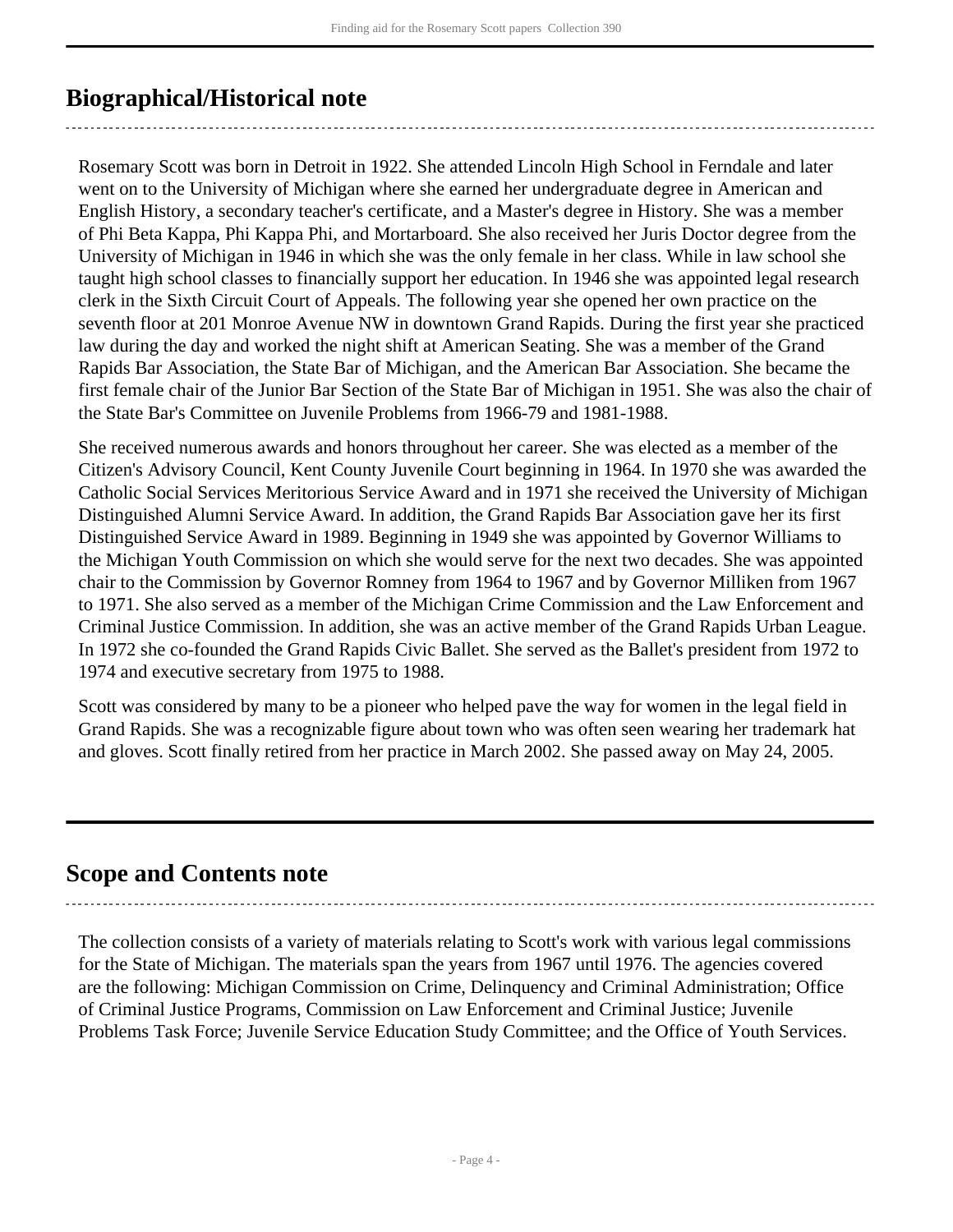## Biographical/Historical note

Rosemary Scott was born in Detroit in 1922. She attended Lincoln High School in Ferndale and later went on to the University of Michigan where she earned her undergraduate degree in American and English History, a secondary teacher's certificate, and a Master's degree in History. She was a member of Phi Beta Kappa, Phi Kappa Phi, and Mortarboard. She also received her Juris Doctor degree from the University of Michigan in 1946 in which she was the only female in her class. While in law school she taught high school classes to financially support her education. In 1946 she was appointed legal research clerk in the Sixth Circuit Court of Appeals. The following year she opened her own practice on the seventh floor at 201 Monroe Avenue NW in downtown Grand Rapids. During the first year she practiced law during the day and worked the night shift at American Seating. She was a member of the Grand Rapids Bar Association, the State Bar of Michigan, and the American Bar Association. She became the first female chair of the Junior Bar Section of the State Bar of Michigan in 1951. She was also the chair of the State Bar's Committee on Juvenile Problems from 1966-79 and 1981-1988.

She received numerous awards and honors throughout her career. She was elected as a member of the Citizen's Advisory Council, Kent County Juvenile Court beginning in 1964. In 1970 she was awarded the Catholic Social Services Meritorious Service Award and in 1971 she received the University of Michigan Distinguished Alumni Service Award. In addition, the Grand Rapids Bar Association gave her its first Distinguished Service Award in 1989. Beginning in 1949 she was appointed by Governor Williams to the Michigan Youth Commission on which she would serve for the next two decades. She was appointed chair to the Commission by Governor Romney from 1964 to 1967 and by Governor Milliken from 1967 to 1971. She also served as a member of the Michigan Crime Commission and the Law Enforcement and Criminal Justice Commission. In addition, she was an active member of the Grand Rapids Urban League. In 1972 she co-founded the Grand Rapids Civic Ballet. She served as the Ballet's president from 1972 to 1974 and executive secretary from 1975 to 1988.

Scott was considered by many to be a pioneer who helped pave the way for women in the legal field in Grand Rapids. She was a recognizable figure about town who was often seen wearing her trademark hat and gloves. Scott finally retired from her practice in March 2002. She passed away on May 24, 2005.

## Scope and Contents note

The collection consists of a variety of materials relating to Scott's work with various legal commissions for the State of Michigan. The materials span the years from 1967 until 1976. The agencies covered are the following: Michigan Commission on Crime, Delinquency and Criminal Administration; Office of Criminal Justice Programs, Commission on Law Enforcement and Criminal Justice; Juvenile Problems Task Force; Juvenile Service Education Study Committee; and the Office of Youth Services.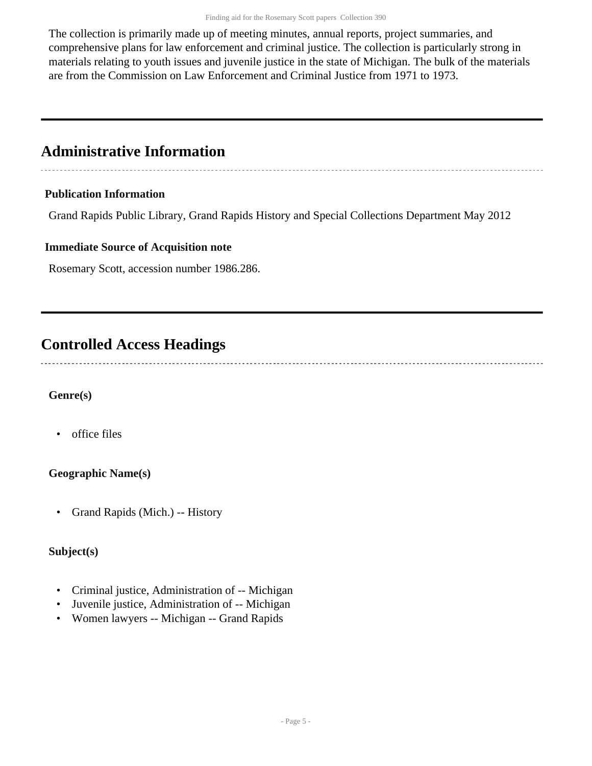The collection is primarily made up of meeting minutes, annual reports, project summaries, and comprehensive plans for law enforcement and criminal justice. The collection is particularly strong in materials relating to youth issues and juvenile justice in the state of Michigan. The bulk of the materials are from the Commission on Law Enforcement and Criminal Justice from 1971 to 1973.

## Administrative Information

### Publication Information

Grand Rapids Public Library, Grand Rapids History and Special Collections Department May 2012

### Immediate Source of Acquisition note

Rosemary Scott, accession number 1986.286.

## Controlled Access Headings

### Genre(s)

- office files

### Geographic Name(s)

- Grand Rapids (Mich.) -- History

### Subject(s)

- Criminal justice, Administration of -- Michigan
- Juvenile justice, Administration of -- Michigan
- Women lawyers -- Michigan -- Grand Rapids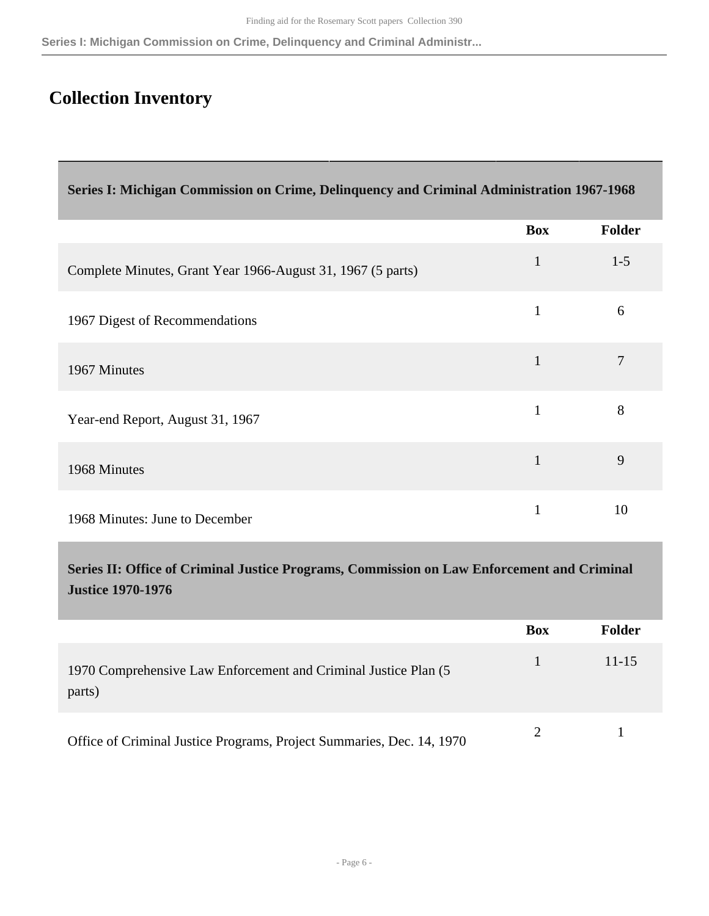## Collection Inventory

| Series I: Michigan Commission on Crime, Delinquency and Criminal Administration 1967-1968 | | |
|---|---|---|
| | **Box** | **Folder** |
| Complete Minutes, Grant Year 1966-August 31, 1967 (5 parts) | 1 | 1-5 |
| 1967 Digest of Recommendations | 1 | 6 |
| 1967 Minutes | 1 | 7 |
| Year-end Report, August 31, 1967 | 1 | 8 |
| 1968 Minutes | 1 | 9 |
| 1968 Minutes: June to December | 1 | 10 |

| Series II: Office of Criminal Justice Programs, Commission on Law Enforcement and Criminal Justice 1970-1976 | | |
|---|---|---|
| | **Box** | **Folder** |
| 1970 Comprehensive Law Enforcement and Criminal Justice Plan (5 parts) | 1 | 11-15 |
| Office of Criminal Justice Programs, Project Summaries, Dec. 14, 1970 | 2 | 1 |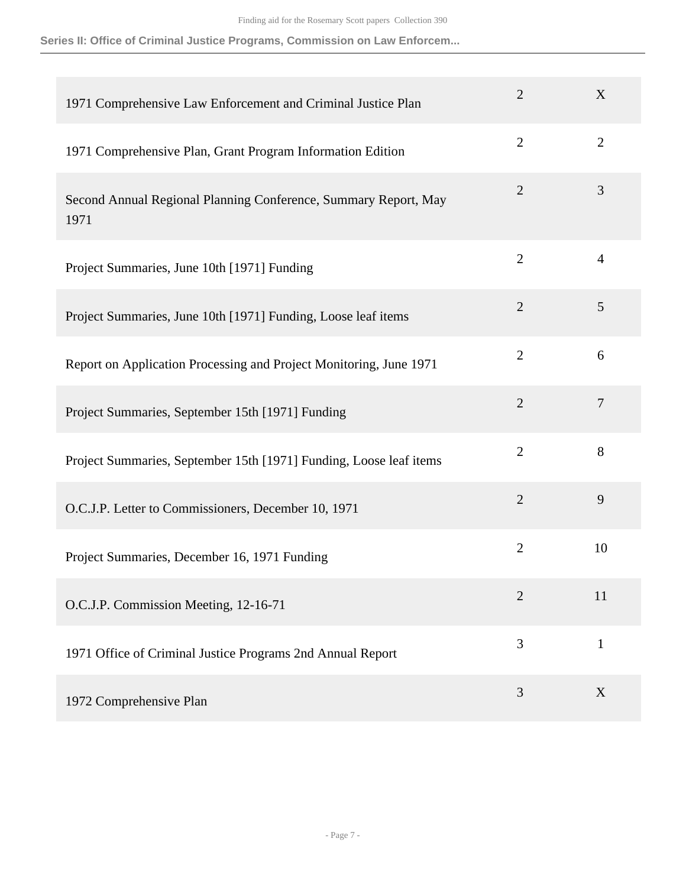| | | |
|---|---|---|
| 1971 Comprehensive Law Enforcement and Criminal Justice Plan | 2 | X |
| 1971 Comprehensive Plan, Grant Program Information Edition | 2 | 2 |
| Second Annual Regional Planning Conference, Summary Report, May 1971 | 2 | 3 |
| Project Summaries, June 10th [1971] Funding | 2 | 4 |
| Project Summaries, June 10th [1971] Funding, Loose leaf items | 2 | 5 |
| Report on Application Processing and Project Monitoring, June 1971 | 2 | 6 |
| Project Summaries, September 15th [1971] Funding | 2 | 7 |
| Project Summaries, September 15th [1971] Funding, Loose leaf items | 2 | 8 |
| O.C.J.P. Letter to Commissioners, December 10, 1971 | 2 | 9 |
| Project Summaries, December 16, 1971 Funding | 2 | 10 |
| O.C.J.P. Commission Meeting, 12-16-71 | 2 | 11 |
| 1971 Office of Criminal Justice Programs 2nd Annual Report | 3 | 1 |
| 1972 Comprehensive Plan | 3 | X |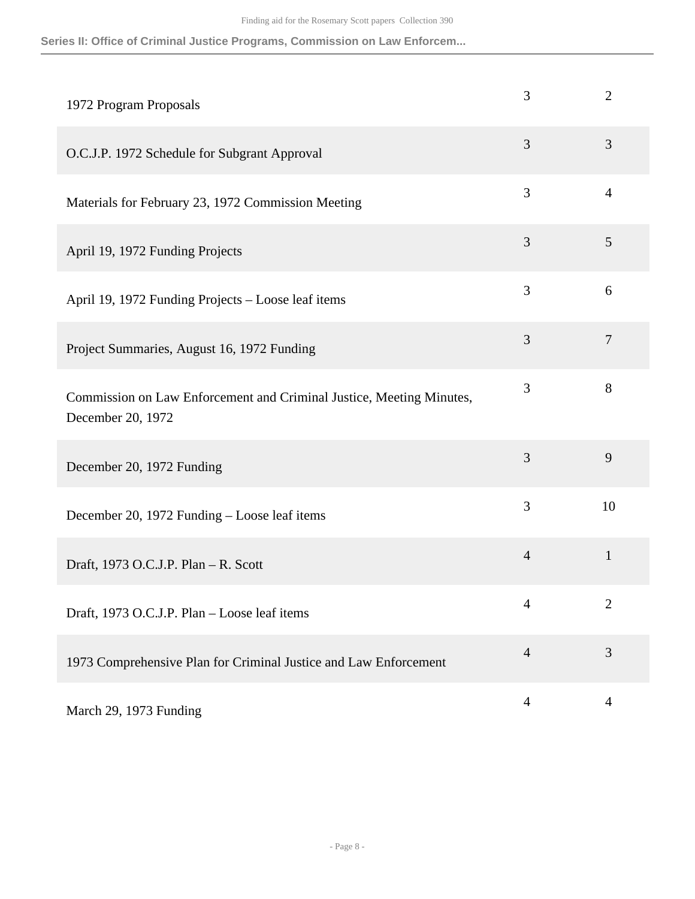| | | |
|---|---|---|
| 1972 Program Proposals | 3 | 2 |
| O.C.J.P. 1972 Schedule for Subgrant Approval | 3 | 3 |
| Materials for February 23, 1972 Commission Meeting | 3 | 4 |
| April 19, 1972 Funding Projects | 3 | 5 |
| April 19, 1972 Funding Projects – Loose leaf items | 3 | 6 |
| Project Summaries, August 16, 1972 Funding | 3 | 7 |
| Commission on Law Enforcement and Criminal Justice, Meeting Minutes, December 20, 1972 | 3 | 8 |
| December 20, 1972 Funding | 3 | 9 |
| December 20, 1972 Funding – Loose leaf items | 3 | 10 |
| Draft, 1973 O.C.J.P. Plan – R. Scott | 4 | 1 |
| Draft, 1973 O.C.J.P. Plan – Loose leaf items | 4 | 2 |
| 1973 Comprehensive Plan for Criminal Justice and Law Enforcement | 4 | 3 |
| March 29, 1973 Funding | 4 | 4 |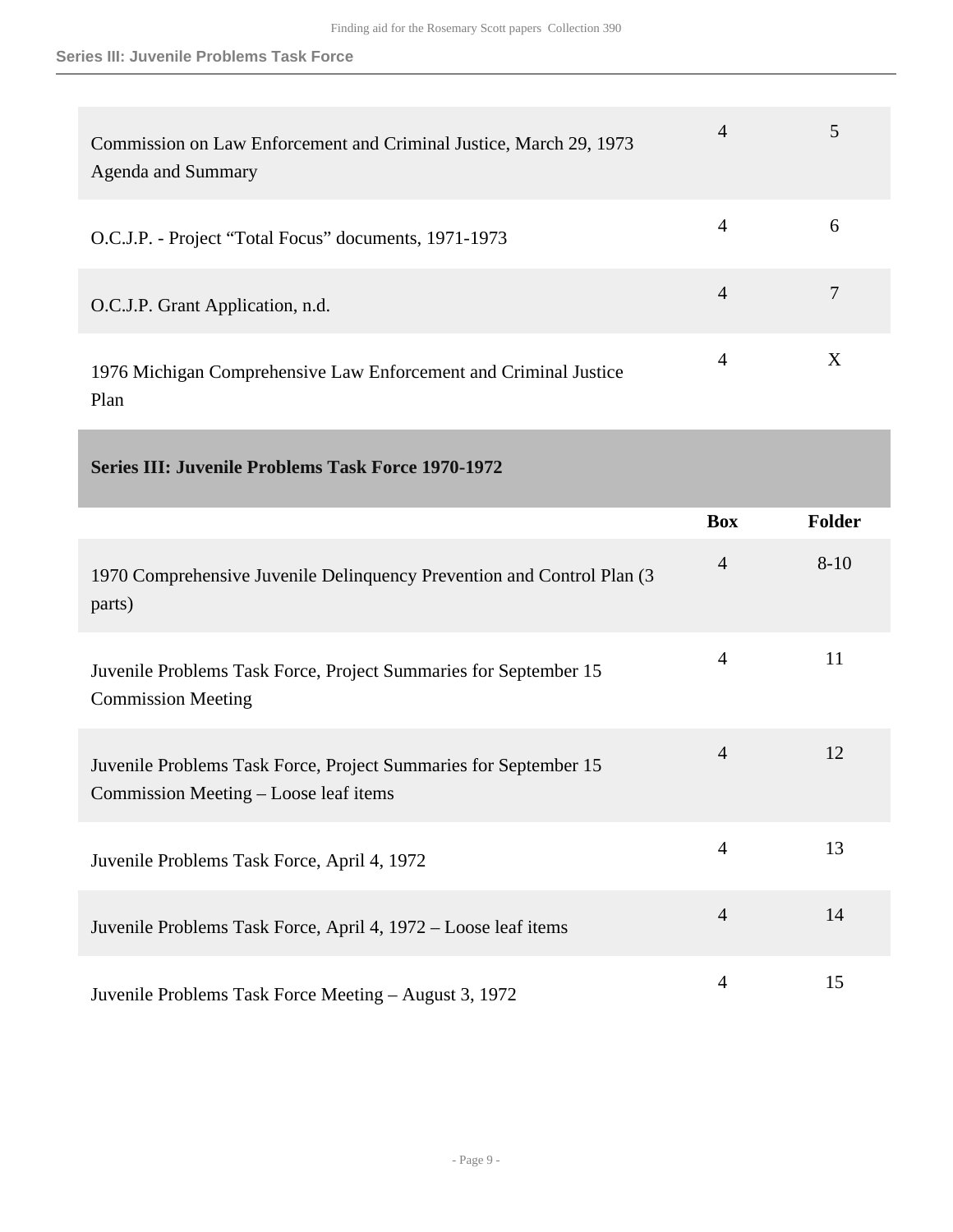| | Box | Folder |
|---|---|---|
| Commission on Law Enforcement and Criminal Justice, March 29, 1973 Agenda and Summary | 4 | 5 |
| O.C.J.P. - Project “Total Focus” documents, 1971-1973 | 4 | 6 |
| O.C.J.P. Grant Application, n.d. | 4 | 7 |
| 1976 Michigan Comprehensive Law Enforcement and Criminal Justice Plan | 4 | X |

## Series III: Juvenile Problems Task Force 1970-1972

| | Box | Folder |
|---|---|---|
| 1970 Comprehensive Juvenile Delinquency Prevention and Control Plan (3 parts) | 4 | 8-10 |
| Juvenile Problems Task Force, Project Summaries for September 15 Commission Meeting | 4 | 11 |
| Juvenile Problems Task Force, Project Summaries for September 15 Commission Meeting – Loose leaf items | 4 | 12 |
| Juvenile Problems Task Force, April 4, 1972 | 4 | 13 |
| Juvenile Problems Task Force, April 4, 1972 – Loose leaf items | 4 | 14 |
| Juvenile Problems Task Force Meeting – August 3, 1972 | 4 | 15 |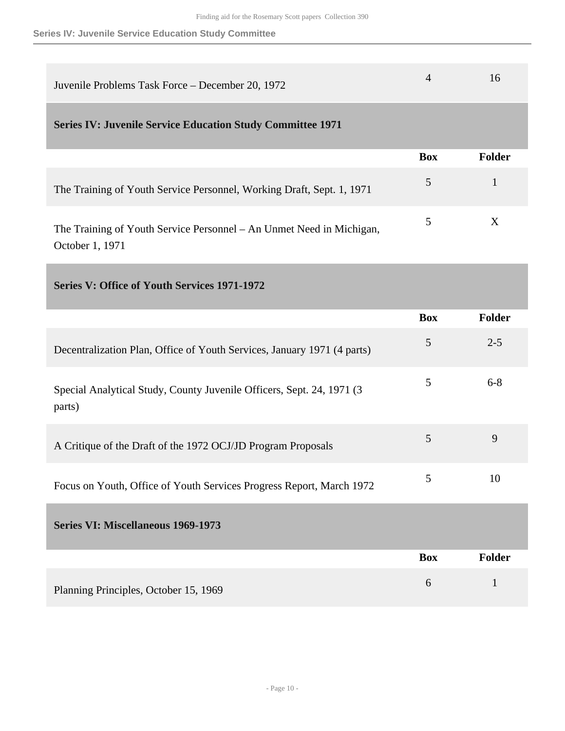| | Box | Folder |
|---|---|---|
| Juvenile Problems Task Force – December 20, 1972 | 4 | 16 |

## Series IV: Juvenile Service Education Study Committee 1971

| | Box | Folder |
|---|---|---|
| The Training of Youth Service Personnel, Working Draft, Sept. 1, 1971 | 5 | 1 |
| The Training of Youth Service Personnel – An Unmet Need in Michigan, October 1, 1971 | 5 | X |

## Series V: Office of Youth Services 1971-1972

| | Box | Folder |
|---|---|---|
| Decentralization Plan, Office of Youth Services, January 1971 (4 parts) | 5 | 2-5 |
| Special Analytical Study, County Juvenile Officers, Sept. 24, 1971 (3 parts) | 5 | 6-8 |
| A Critique of the Draft of the 1972 OCJ/JD Program Proposals | 5 | 9 |
| Focus on Youth, Office of Youth Services Progress Report, March 1972 | 5 | 10 |

## Series VI: Miscellaneous 1969-1973

| | Box | Folder |
|---|---|---|
| Planning Principles, October 15, 1969 | 6 | 1 |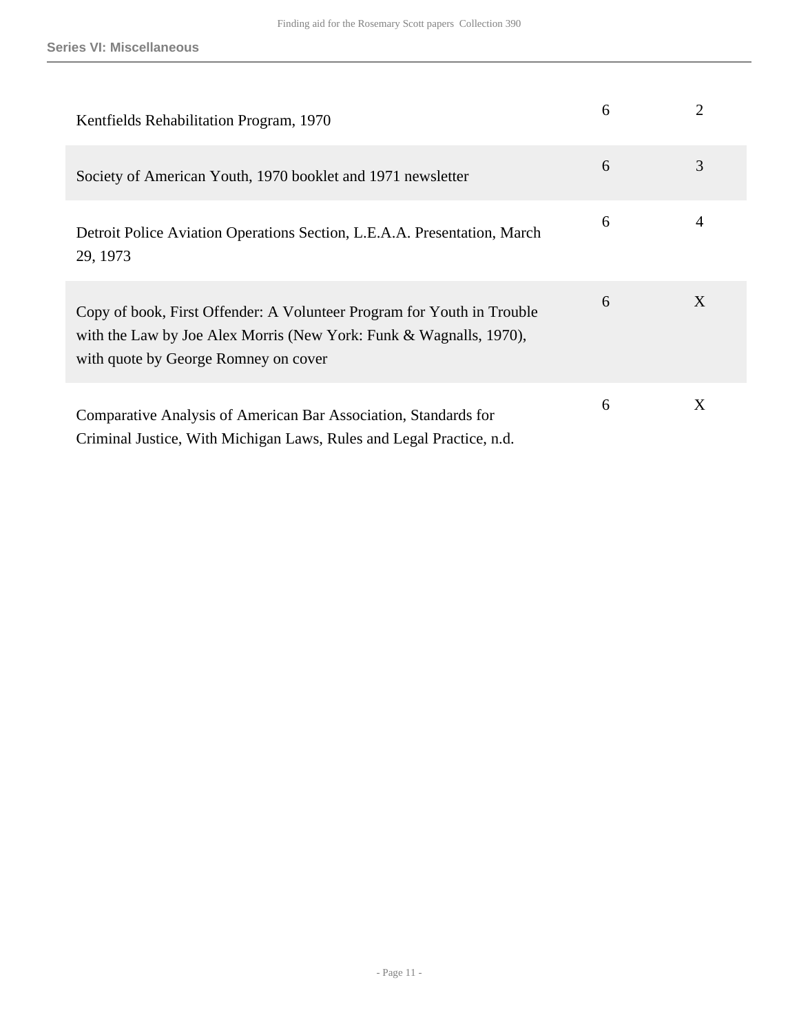| | | |
|---|---|---|
| Kentfields Rehabilitation Program, 1970 | 6 | 2 |
| Society of American Youth, 1970 booklet and 1971 newsletter | 6 | 3 |
| Detroit Police Aviation Operations Section, L.E.A.A. Presentation, March 29, 1973 | 6 | 4 |
| Copy of book, First Offender: A Volunteer Program for Youth in Trouble with the Law by Joe Alex Morris (New York: Funk & Wagnalls, 1970), with quote by George Romney on cover | 6 | X |
| Comparative Analysis of American Bar Association, Standards for Criminal Justice, With Michigan Laws, Rules and Legal Practice, n.d. | 6 | X |